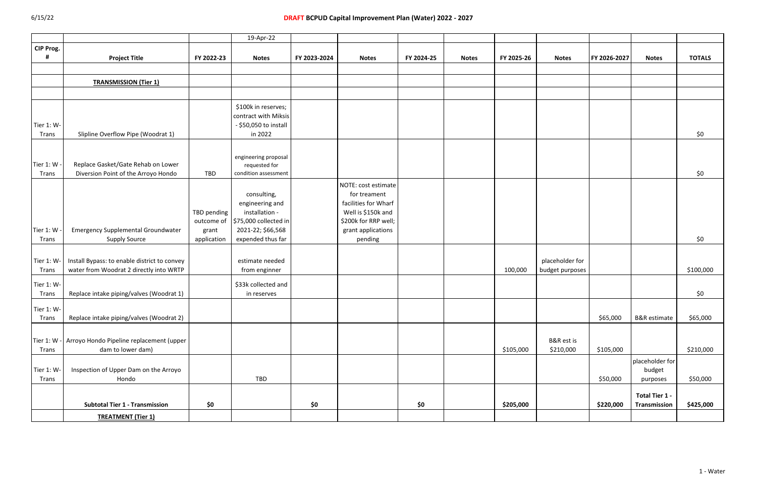# DRAFT BCPUD Capital Improvement Plan (Water) 2022 - 2027

| CIP Prog. # | Project Title | FY 2022-23 | Notes | FY 2023-2024 | Notes | FY 2024-25 | Notes | FY 2025-26 | Notes | FY 2026-2027 | Notes | TOTALS |
|---|---|---|---|---|---|---|---|---|---|---|---|---|
| | | | 19-Apr-22 | | | | | | | | | |
| | **TRANSMISSION (Tier 1)** | | | | | | | | | | | |
| Tier 1: W-Trans | Slipline Overflow Pipe (Woodrat 1) | | $100k in reserves; contract with Miksis - $50,050 to install in 2022 | | | | | | | | | $0 |
| Tier 1: W - Trans | Replace Gasket/Gate Rehab on Lower Diversion Point of the Arroyo Hondo | TBD | engineering proposal requested for condition assessment | | | | | | | | | $0 |
| Tier 1: W - Trans | Emergency Supplemental Groundwater Supply Source | TBD pending outcome of grant application | consulting, engineering and installation - $75,000 collected in 2021-22; $66,568 expended thus far | | NOTE: cost estimate for treament facilities for Wharf Well is $150k and $200k for RRP well; grant applications pending | | | | | | | $0 |
| Tier 1: W-Trans | Install Bypass: to enable district to convey water from Woodrat 2 directly into WRTP | | estimate needed from enginner | | | | | 100,000 | placeholder for budget purposes | | | $100,000 |
| Tier 1: W-Trans | Replace intake piping/valves (Woodrat 1) | | $33k collected and in reserves | | | | | | | | | $0 |
| Tier 1: W-Trans | Replace intake piping/valves (Woodrat 2) | | | | | | | | | $65,000 | B&R estimate | $65,000 |
| Tier 1: W - Trans | Arroyo Hondo Pipeline replacement (upper dam to lower dam) | | | | | | | $105,000 | B&R est is $210,000 | $105,000 | | $210,000 |
| Tier 1: W-Trans | Inspection of Upper Dam on the Arroyo Hondo | | TBD | | | | | | | $50,000 | placeholder for budget purposes | $50,000 |
| | **Subtotal Tier 1 - Transmission** | **$0** | | **$0** | | **$0** | | **$205,000** | | **$220,000** | **Total Tier 1 - Transmission** | **$425,000** |
| | **TREATMENT (Tier 1)** | | | | | | | | | | | |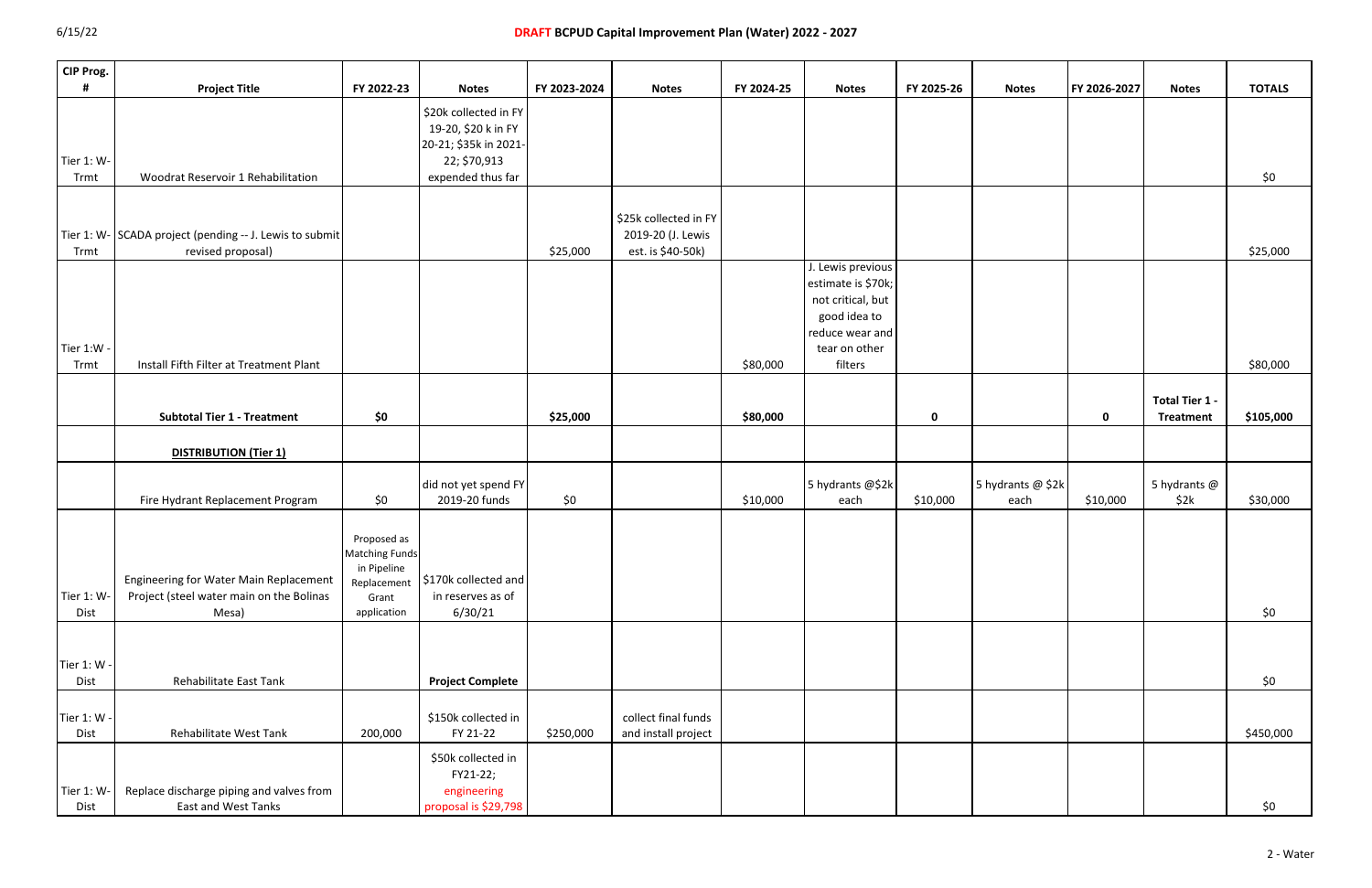# DRAFT BCPUD Capital Improvement Plan (Water) 2022 - 2027

| CIP Prog. # | Project Title | FY 2022-23 | Notes | FY 2023-2024 | Notes | FY 2024-25 | Notes | FY 2025-26 | Notes | FY 2026-2027 | Notes | TOTALS |
|---|---|---|---|---|---|---|---|---|---|---|---|---|
| Tier 1: W-Trmt | Woodrat Reservoir 1 Rehabilitation | | $20k collected in FY 19-20, $20 k in FY 20-21; $35k in 2021-22; $70,913 expended thus far | | | | | | | | | $0 |
| Tier 1: W-Trmt | SCADA project (pending -- J. Lewis to submit revised proposal) | | | $25,000 | $25k collected in FY 2019-20 (J. Lewis est. is $40-50k) | | | | | | | $25,000 |
| Tier 1:W - Trmt | Install Fifth Filter at Treatment Plant | | | | | $80,000 | J. Lewis previous estimate is $70k; not critical, but good idea to reduce wear and tear on other filters | | | | | $80,000 |
| | **Subtotal Tier 1 - Treatment** | **$0** | | **$25,000** | | **$80,000** | | **0** | | **0** | **Total Tier 1 - Treatment** | **$105,000** |
| | **DISTRIBUTION (Tier 1)** | | | | | | | | | | | |
| | Fire Hydrant Replacement Program | $0 | did not yet spend FY 2019-20 funds | $0 | | $10,000 | 5 hydrants @$2k each | $10,000 | 5 hydrants @ $2k each | $10,000 | 5 hydrants @ $2k | $30,000 |
| Tier 1: W-Dist | Engineering for Water Main Replacement Project (steel water main on the Bolinas Mesa) | Proposed as Matching Funds in Pipeline Replacement Grant application | $170k collected and in reserves as of 6/30/21 | | | | | | | | | $0 |
| Tier 1: W - Dist | Rehabilitate East Tank | | **Project Complete** | | | | | | | | | $0 |
| Tier 1: W - Dist | Rehabilitate West Tank | 200,000 | $150k collected in FY 21-22 | $250,000 | collect final funds and install project | | | | | | | $450,000 |
| Tier 1: W-Dist | Replace discharge piping and valves from East and West Tanks | | $50k collected in FY21-22; engineering proposal is $29,798 | | | | | | | | | $0 |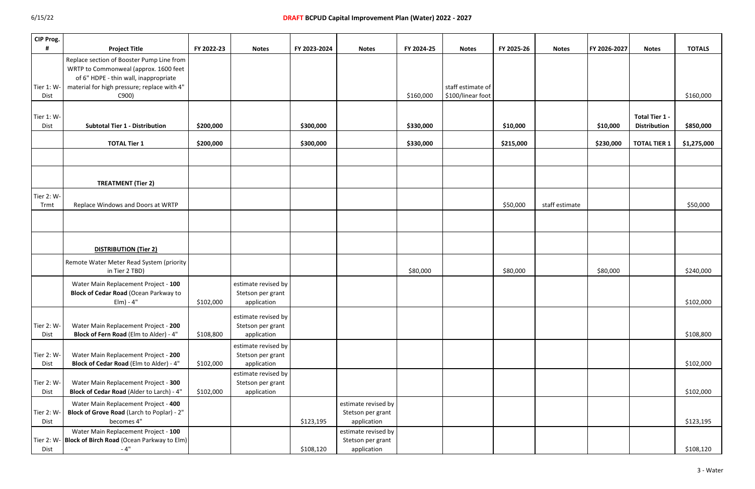# DRAFT BCPUD Capital Improvement Plan (Water) 2022 - 2027

| CIP Prog. # | Project Title | FY 2022-23 | Notes | FY 2023-2024 | Notes | FY 2024-25 | Notes | FY 2025-26 | Notes | FY 2026-2027 | Notes | TOTALS |
|---|---|---|---|---|---|---|---|---|---|---|---|---|
| Tier 1: W-Dist | Replace section of Booster Pump Line from WRTP to Commonweal (approx. 1600 feet of 6" HDPE - thin wall, inappropriate material for high pressure; replace with 4" C900) | | | | | $160,000 | staff estimate of $100/linear foot | | | | | $160,000 |
| Tier 1: W-Dist | **Subtotal Tier 1 - Distribution** | **$200,000** | | **$300,000** | | **$330,000** | | **$10,000** | | **$10,000** | **Total Tier 1 - Distribution** | **$850,000** |
| | **TOTAL Tier 1** | **$200,000** | | **$300,000** | | **$330,000** | | **$215,000** | | **$230,000** | **TOTAL TIER 1** | **$1,275,000** |
| | | | | | | | | | | | | |
| | **TREATMENT (Tier 2)** | | | | | | | | | | | |
| Tier 2: W-Trmt | Replace Windows and Doors at WRTP | | | | | | | $50,000 | staff estimate | | | $50,000 |
| | | | | | | | | | | | | |
| | **DISTRIBUTION (Tier 2)** | | | | | | | | | | | |
| | Remote Water Meter Read System (priority in Tier 2 TBD) | | | | | $80,000 | | $80,000 | | $80,000 | | $240,000 |
| | Water Main Replacement Project - **100 Block of Cedar Road** (Ocean Parkway to Elm) - 4" | $102,000 | estimate revised by Stetson per grant application | | | | | | | | | $102,000 |
| Tier 2: W-Dist | Water Main Replacement Project - **200 Block of Fern Road** (Elm to Alder) - 4" | $108,800 | estimate revised by Stetson per grant application | | | | | | | | | $108,800 |
| Tier 2: W-Dist | Water Main Replacement Project - **200 Block of Cedar Road** (Elm to Alder) - 4" | $102,000 | estimate revised by Stetson per grant application | | | | | | | | | $102,000 |
| Tier 2: W-Dist | Water Main Replacement Project - **300 Block of Cedar Road** (Alder to Larch) - 4" | $102,000 | estimate revised by Stetson per grant application | | | | | | | | | $102,000 |
| Tier 2: W-Dist | Water Main Replacement Project - **400 Block of Grove Road** (Larch to Poplar) - 2" becomes 4" | | | $123,195 | estimate revised by Stetson per grant application | | | | | | | $123,195 |
| Tier 2: W-Dist | Water Main Replacement Project - **100 Block of Birch Road** (Ocean Parkway to Elm) - 4" | | | $108,120 | estimate revised by Stetson per grant application | | | | | | | $108,120 |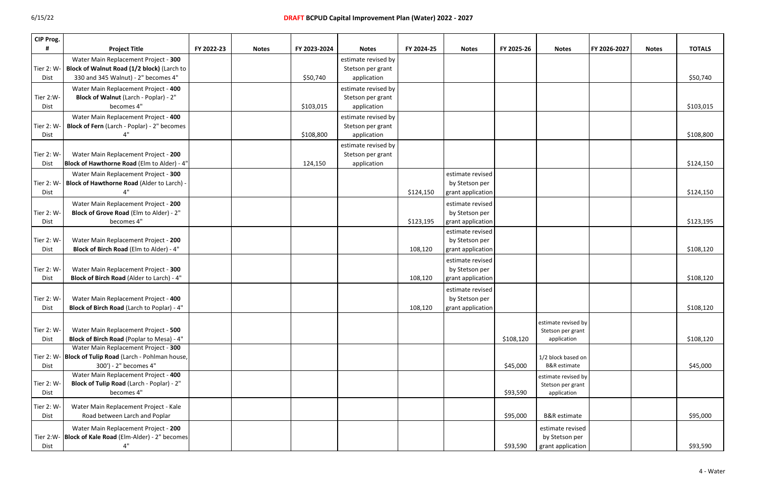# DRAFT BCPUD Capital Improvement Plan (Water) 2022 - 2027

| CIP Prog. # | Project Title | FY 2022-23 | Notes | FY 2023-2024 | Notes | FY 2024-25 | Notes | FY 2025-26 | Notes | FY 2026-2027 | Notes | TOTALS |
|---|---|---|---|---|---|---|---|---|---|---|---|---|
| Tier 2: W-Dist | Water Main Replacement Project - **300 Block of Walnut Road (1/2 block)** (Larch to 330 and 345 Walnut) - 2" becomes 4" | | | $50,740 | estimate revised by Stetson per grant application | | | | | | | $50,740 |
| Tier 2:W-Dist | Water Main Replacement Project - **400 Block of Walnut** (Larch - Poplar) - 2" becomes 4" | | | $103,015 | estimate revised by Stetson per grant application | | | | | | | $103,015 |
| Tier 2: W-Dist | Water Main Replacement Project - **400 Block of Fern** (Larch - Poplar) - 2" becomes 4" | | | $108,800 | estimate revised by Stetson per grant application | | | | | | | $108,800 |
| Tier 2: W-Dist | Water Main Replacement Project - 200 **Block of Hawthorne Road** (Elm to Alder) - 4" | | | 124,150 | estimate revised by Stetson per grant application | | | | | | | $124,150 |
| Tier 2: W-Dist | Water Main Replacement Project - **300 Block of Hawthorne Road** (Alder to Larch) - 4" | | | | | $124,150 | estimate revised by Stetson per grant application | | | | | $124,150 |
| Tier 2: W-Dist | Water Main Replacement Project - **200 Block of Grove Road** (Elm to Alder) - 2" becomes 4" | | | | | $123,195 | estimate revised by Stetson per grant application | | | | | $123,195 |
| Tier 2: W-Dist | Water Main Replacement Project - **200 Block of Birch Road** (Elm to Alder) - 4" | | | | | 108,120 | estimate revised by Stetson per grant application | | | | | $108,120 |
| Tier 2: W-Dist | Water Main Replacement Project - **300 Block of Birch Road** (Alder to Larch) - 4" | | | | | 108,120 | estimate revised by Stetson per grant application | | | | | $108,120 |
| Tier 2: W-Dist | Water Main Replacement Project - **400 Block of Birch Road** (Larch to Poplar) - 4" | | | | | 108,120 | estimate revised by Stetson per grant application | | | | | $108,120 |
| Tier 2: W-Dist | Water Main Replacement Project - **500 Block of Birch Road** (Poplar to Mesa) - 4" | | | | | | | $108,120 | estimate revised by Stetson per grant application | | | $108,120 |
| Tier 2: W-Dist | Water Main Replacement Project - **300 Block of Tulip Road** (Larch - Pohlman house, 300') - 2" becomes 4" | | | | | | | $45,000 | 1/2 block based on B&R estimate | | | $45,000 |
| Tier 2: W-Dist | Water Main Replacement Project - **400 Block of Tulip Road** (Larch - Poplar) - 2" becomes 4" | | | | | | | $93,590 | estimate revised by Stetson per grant application | | | |
| Tier 2: W-Dist | Water Main Replacement Project - Kale Road between Larch and Poplar | | | | | | | $95,000 | B&R estimate | | | $95,000 |
| Tier 2:W-Dist | Water Main Replacement Project - **200 Block of Kale Road** (Elm-Alder) - 2" becomes 4" | | | | | | | $93,590 | estimate revised by Stetson per grant application | | | $93,590 |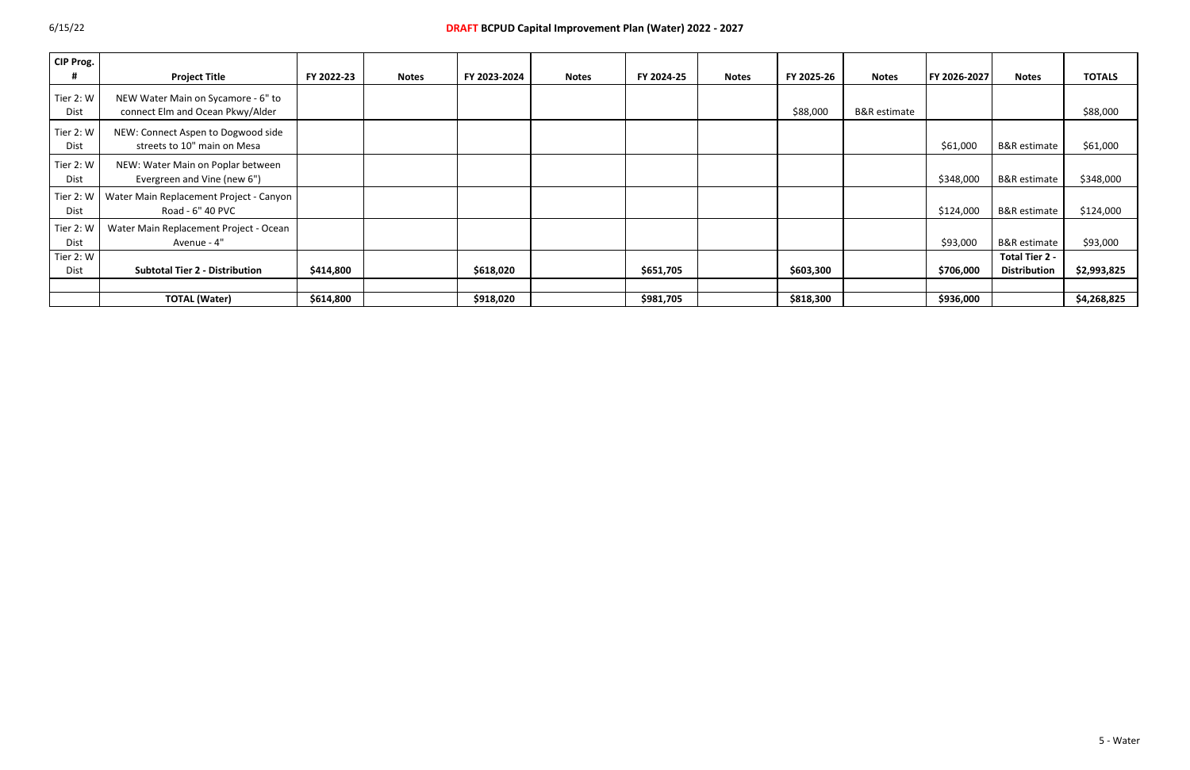# DRAFT BCPUD Capital Improvement Plan (Water) 2022 - 2027

| CIP Prog. # | Project Title | FY 2022-23 | Notes | FY 2023-2024 | Notes | FY 2024-25 | Notes | FY 2025-26 | Notes | FY 2026-2027 | Notes | TOTALS |
|---|---|---|---|---|---|---|---|---|---|---|---|---|
| Tier 2: W Dist | NEW Water Main on Sycamore - 6" to connect Elm and Ocean Pkwy/Alder | | | | | | | $88,000 | B&R estimate | | | $88,000 |
| Tier 2: W Dist | NEW: Connect Aspen to Dogwood side streets to 10" main on Mesa | | | | | | | | | $61,000 | B&R estimate | $61,000 |
| Tier 2: W Dist | NEW: Water Main on Poplar between Evergreen and Vine (new 6") | | | | | | | | | $348,000 | B&R estimate | $348,000 |
| Tier 2: W Dist | Water Main Replacement Project - Canyon Road - 6" 40 PVC | | | | | | | | | $124,000 | B&R estimate | $124,000 |
| Tier 2: W Dist | Water Main Replacement Project - Ocean Avenue - 4" | | | | | | | | | $93,000 | B&R estimate | $93,000 |
| Tier 2: W Dist | **Subtotal Tier 2 - Distribution** | **$414,800** | | **$618,020** | | **$651,705** | | **$603,300** | | **$706,000** | **Total Tier 2 - Distribution** | **$2,993,825** |
| | | | | | | | | | | | | |
| | **TOTAL (Water)** | **$614,800** | | **$918,020** | | **$981,705** | | **$818,300** | | **$936,000** | | **$4,268,825** |